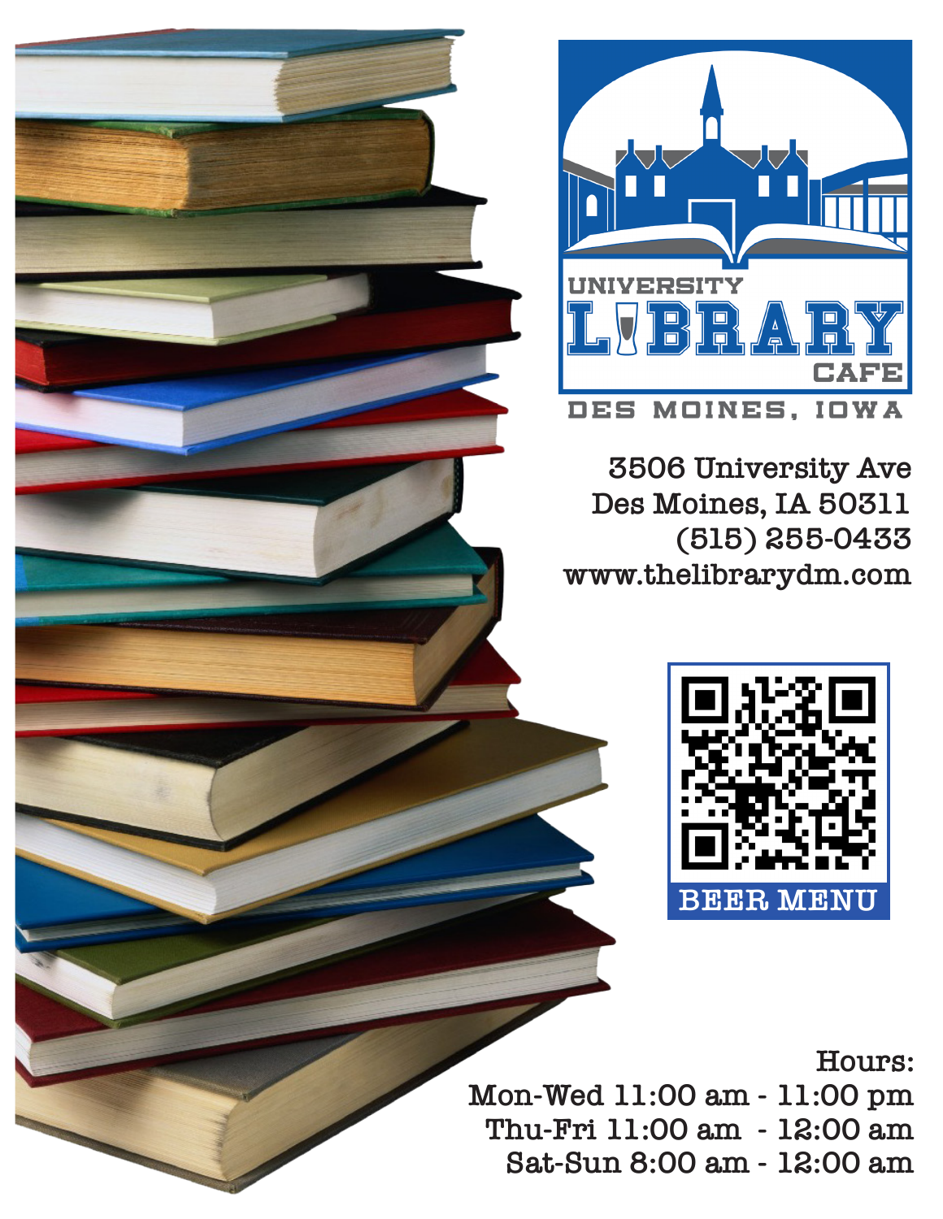# UNIVERSITY LIBRARY CAFE

DES MOINES, IOWA

3506 University Ave
Des Moines, IA 50311
(515) 255-0433
www.thelibrarydm.com

BEER MENU

Hours:
Mon-Wed 11:00 am - 11:00 pm
Thu-Fri 11:00 am - 12:00 am
Sat-Sun 8:00 am - 12:00 am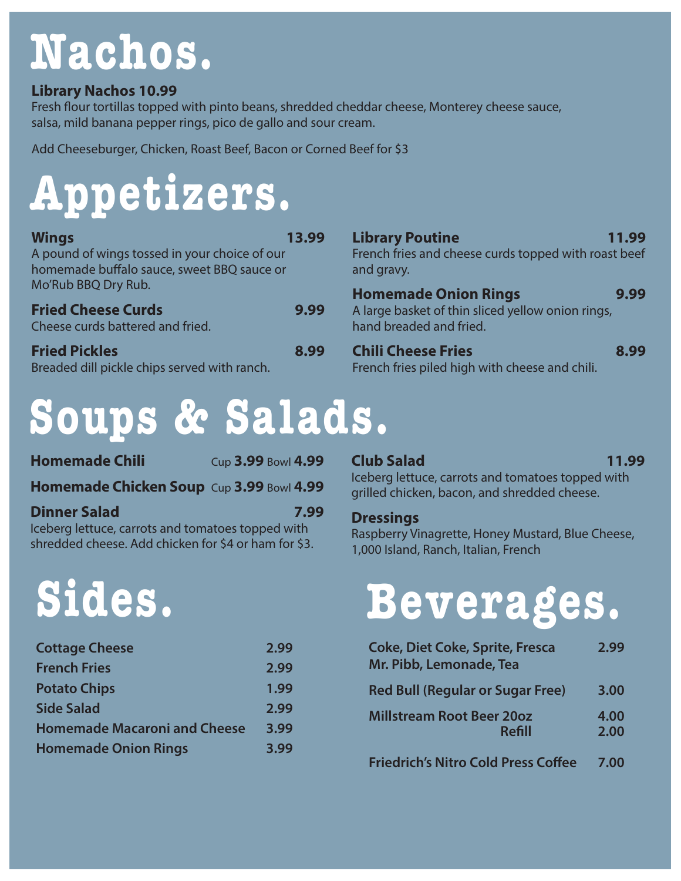# Nachos.

**Library Nachos 10.99**
Fresh flour tortillas topped with pinto beans, shredded cheddar cheese, Monterey cheese sauce, salsa, mild banana pepper rings, pico de gallo and sour cream.

Add Cheeseburger, Chicken, Roast Beef, Bacon or Corned Beef for $3

# Appetizers.

**Wings** **13.99**
A pound of wings tossed in your choice of our homemade buffalo sauce, sweet BBQ sauce or Mo'Rub BBQ Dry Rub.

**Fried Cheese Curds** **9.99**
Cheese curds battered and fried.

**Fried Pickles** **8.99**
Breaded dill pickle chips served with ranch.

**Library Poutine** **11.99**
French fries and cheese curds topped with roast beef and gravy.

**Homemade Onion Rings** **9.99**
A large basket of thin sliced yellow onion rings, hand breaded and fried.

**Chili Cheese Fries** **8.99**
French fries piled high with cheese and chili.

# Soups & Salads.

**Homemade Chili** Cup **3.99** Bowl **4.99**

**Homemade Chicken Soup** Cup **3.99** Bowl **4.99**

**Dinner Salad** **7.99**
Iceberg lettuce, carrots and tomatoes topped with shredded cheese. Add chicken for $4 or ham for $3.

**Club Salad** **11.99**
Iceberg lettuce, carrots and tomatoes topped with grilled chicken, bacon, and shredded cheese.

**Dressings**
Raspberry Vinagrette, Honey Mustard, Blue Cheese, 1,000 Island, Ranch, Italian, French

# Sides.

| Item | Price |
|---|---|
| **Cottage Cheese** | **2.99** |
| **French Fries** | **2.99** |
| **Potato Chips** | **1.99** |
| **Side Salad** | **2.99** |
| **Homemade Macaroni and Cheese** | **3.99** |
| **Homemade Onion Rings** | **3.99** |

# Beverages.

| Item | Price |
|---|---|
| **Coke, Diet Coke, Sprite, Fresca Mr. Pibb, Lemonade, Tea** | **2.99** |
| **Red Bull (Regular or Sugar Free)** | **3.00** |
| **Millstream Root Beer 20oz** | **4.00** |
| **Refill** | **2.00** |
| **Friedrich's Nitro Cold Press Coffee** | **7.00** |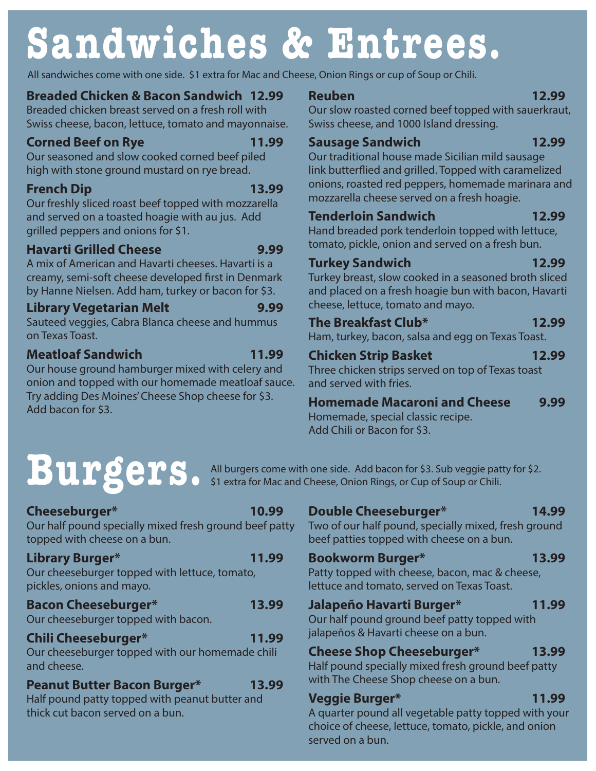# Sandwiches & Entrees.

All sandwiches come with one side. $1 extra for Mac and Cheese, Onion Rings or cup of Soup or Chili.

**Breaded Chicken & Bacon Sandwich 12.99**
Breaded chicken breast served on a fresh roll with Swiss cheese, bacon, lettuce, tomato and mayonnaise.

**Corned Beef on Rye 11.99**
Our seasoned and slow cooked corned beef piled high with stone ground mustard on rye bread.

**French Dip 13.99**
Our freshly sliced roast beef topped with mozzarella and served on a toasted hoagie with au jus. Add grilled peppers and onions for $1.

**Havarti Grilled Cheese 9.99**
A mix of American and Havarti cheeses. Havarti is a creamy, semi-soft cheese developed first in Denmark by Hanne Nielsen. Add ham, turkey or bacon for $3.

**Library Vegetarian Melt 9.99**
Sauteed veggies, Cabra Blanca cheese and hummus on Texas Toast.

**Meatloaf Sandwich 11.99**
Our house ground hamburger mixed with celery and onion and topped with our homemade meatloaf sauce. Try adding Des Moines' Cheese Shop cheese for $3. Add bacon for $3.

**Reuben 12.99**
Our slow roasted corned beef topped with sauerkraut, Swiss cheese, and 1000 Island dressing.

**Sausage Sandwich 12.99**
Our traditional house made Sicilian mild sausage link butterflied and grilled. Topped with caramelized onions, roasted red peppers, homemade marinara and mozzarella cheese served on a fresh hoagie.

**Tenderloin Sandwich 12.99**
Hand breaded pork tenderloin topped with lettuce, tomato, pickle, onion and served on a fresh bun.

**Turkey Sandwich 12.99**
Turkey breast, slow cooked in a seasoned broth sliced and placed on a fresh hoagie bun with bacon, Havarti cheese, lettuce, tomato and mayo.

**The Breakfast Club* 12.99**
Ham, turkey, bacon, salsa and egg on Texas Toast.

**Chicken Strip Basket 12.99**
Three chicken strips served on top of Texas toast and served with fries.

**Homemade Macaroni and Cheese 9.99**
Homemade, special classic recipe.
Add Chili or Bacon for $3.

# Burgers.

All burgers come with one side. Add bacon for $3. Sub veggie patty for $2. $1 extra for Mac and Cheese, Onion Rings, or Cup of Soup or Chili.

**Cheeseburger* 10.99**
Our half pound specially mixed fresh ground beef patty topped with cheese on a bun.

**Library Burger* 11.99**
Our cheeseburger topped with lettuce, tomato, pickles, onions and mayo.

**Bacon Cheeseburger* 13.99**
Our cheeseburger topped with bacon.

**Chili Cheeseburger* 11.99**
Our cheeseburger topped with our homemade chili and cheese.

**Peanut Butter Bacon Burger* 13.99**
Half pound patty topped with peanut butter and thick cut bacon served on a bun.

**Double Cheeseburger* 14.99**
Two of our half pound, specially mixed, fresh ground beef patties topped with cheese on a bun.

**Bookworm Burger* 13.99**
Patty topped with cheese, bacon, mac & cheese, lettuce and tomato, served on Texas Toast.

**Jalapeño Havarti Burger* 11.99**
Our half pound ground beef patty topped with jalapeños & Havarti cheese on a bun.

**Cheese Shop Cheeseburger* 13.99**
Half pound specially mixed fresh ground beef patty with The Cheese Shop cheese on a bun.

**Veggie Burger* 11.99**
A quarter pound all vegetable patty topped with your choice of cheese, lettuce, tomato, pickle, and onion served on a bun.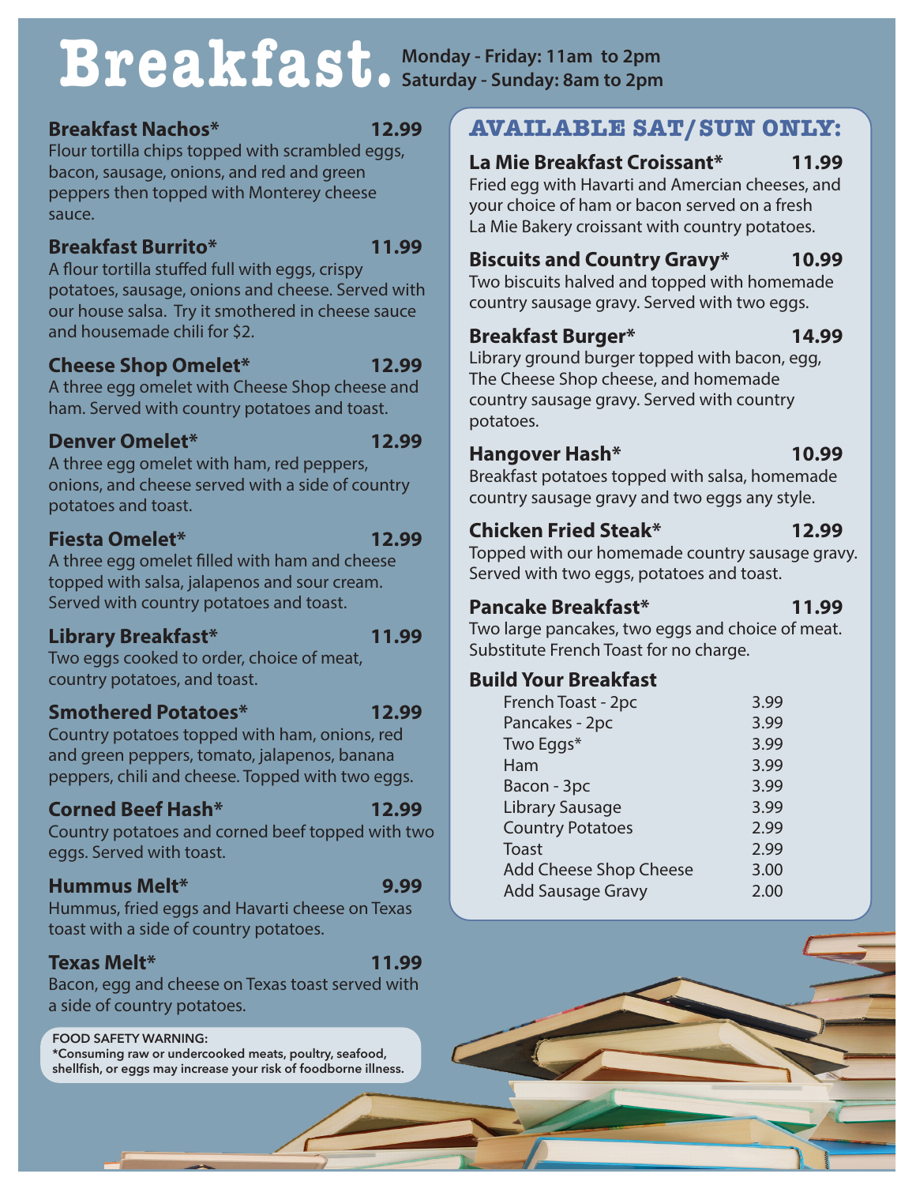# Breakfast.

**Monday - Friday: 11am to 2pm**
**Saturday - Sunday: 8am to 2pm**

**Breakfast Nachos* 12.99**
Flour tortilla chips topped with scrambled eggs, bacon, sausage, onions, and red and green peppers then topped with Monterey cheese sauce.

**Breakfast Burrito* 11.99**
A flour tortilla stuffed full with eggs, crispy potatoes, sausage, onions and cheese. Served with our house salsa. Try it smothered in cheese sauce and housemade chili for $2.

**Cheese Shop Omelet* 12.99**
A three egg omelet with Cheese Shop cheese and ham. Served with country potatoes and toast.

**Denver Omelet* 12.99**
A three egg omelet with ham, red peppers, onions, and cheese served with a side of country potatoes and toast.

**Fiesta Omelet* 12.99**
A three egg omelet filled with ham and cheese topped with salsa, jalapenos and sour cream. Served with country potatoes and toast.

**Library Breakfast* 11.99**
Two eggs cooked to order, choice of meat, country potatoes, and toast.

**Smothered Potatoes* 12.99**
Country potatoes topped with ham, onions, red and green peppers, tomato, jalapenos, banana peppers, chili and cheese. Topped with two eggs.

**Corned Beef Hash* 12.99**
Country potatoes and corned beef topped with two eggs. Served with toast.

**Hummus Melt* 9.99**
Hummus, fried eggs and Havarti cheese on Texas toast with a side of country potatoes.

**Texas Melt* 11.99**
Bacon, egg and cheese on Texas toast served with a side of country potatoes.

**FOOD SAFETY WARNING:**
***Consuming raw or undercooked meats, poultry, seafood, shellfish, or eggs may increase your risk of foodborne illness.**

## AVAILABLE SAT/SUN ONLY:

**La Mie Breakfast Croissant* 11.99**
Fried egg with Havarti and Amercian cheeses, and your choice of ham or bacon served on a fresh La Mie Bakery croissant with country potatoes.

**Biscuits and Country Gravy* 10.99**
Two biscuits halved and topped with homemade country sausage gravy. Served with two eggs.

**Breakfast Burger* 14.99**
Library ground burger topped with bacon, egg, The Cheese Shop cheese, and homemade country sausage gravy. Served with country potatoes.

**Hangover Hash* 10.99**
Breakfast potatoes topped with salsa, homemade country sausage gravy and two eggs any style.

**Chicken Fried Steak* 12.99**
Topped with our homemade country sausage gravy. Served with two eggs, potatoes and toast.

**Pancake Breakfast* 11.99**
Two large pancakes, two eggs and choice of meat. Substitute French Toast for no charge.

### Build Your Breakfast

| | |
|---|---|
| French Toast - 2pc | 3.99 |
| Pancakes - 2pc | 3.99 |
| Two Eggs* | 3.99 |
| Ham | 3.99 |
| Bacon - 3pc | 3.99 |
| Library Sausage | 3.99 |
| Country Potatoes | 2.99 |
| Toast | 2.99 |
| Add Cheese Shop Cheese | 3.00 |
| Add Sausage Gravy | 2.00 |